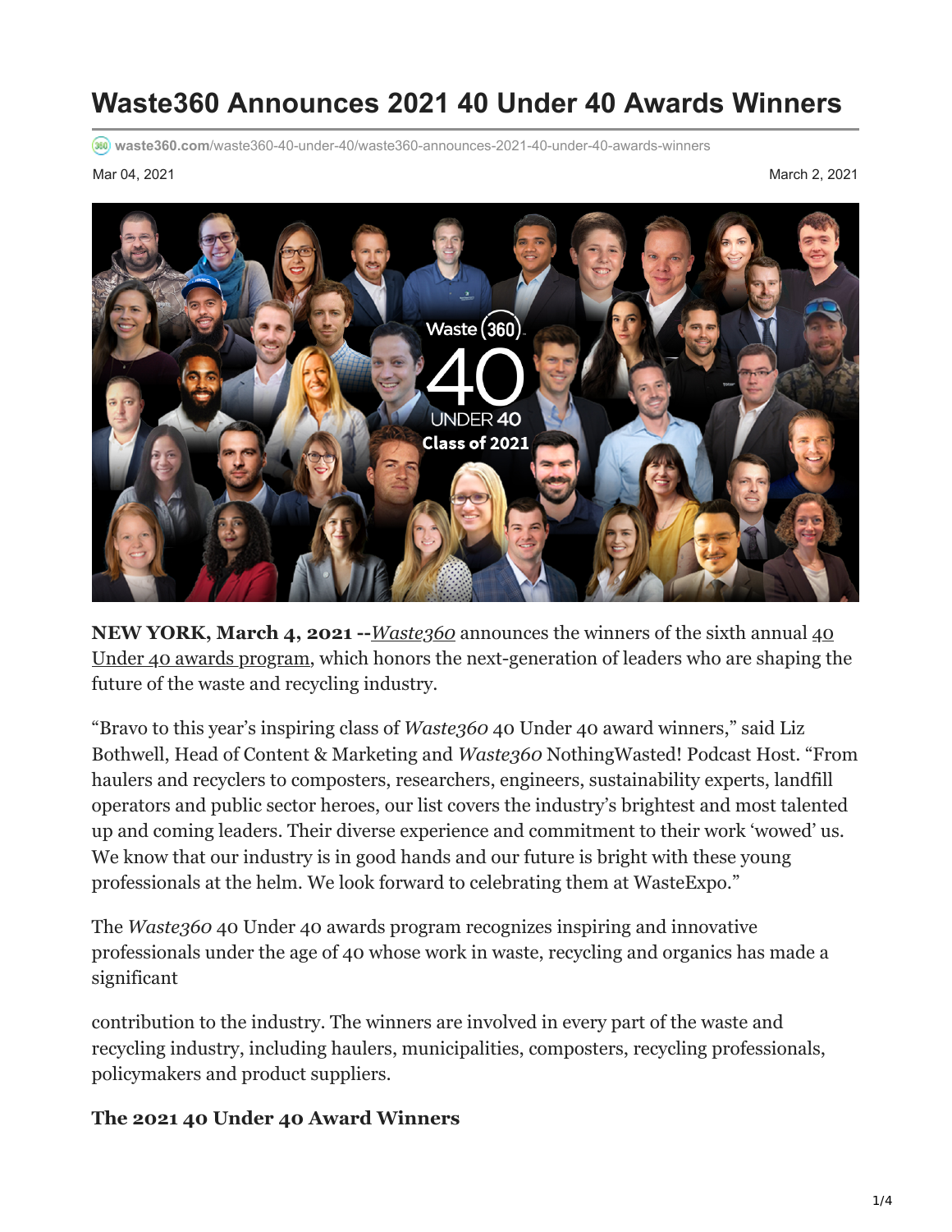# Waste360 Announces 2021 40 Under 40 Awards Winners

waste360.com/waste360-40-under-40/waste360-announces-2021-40-under-40-awards-winners

Mar 04, 2021

March 2, 2021

**NEW YORK, March 4, 2021 --**[*Waste360*]() announces the winners of the sixth annual [40 Under 40 awards program](), which honors the next-generation of leaders who are shaping the future of the waste and recycling industry.

"Bravo to this year's inspiring class of *Waste360* 40 Under 40 award winners," said Liz Bothwell, Head of Content & Marketing and *Waste360* NothingWasted! Podcast Host. "From haulers and recyclers to composters, researchers, engineers, sustainability experts, landfill operators and public sector heroes, our list covers the industry's brightest and most talented up and coming leaders. Their diverse experience and commitment to their work 'wowed' us. We know that our industry is in good hands and our future is bright with these young professionals at the helm. We look forward to celebrating them at WasteExpo."

The *Waste360* 40 Under 40 awards program recognizes inspiring and innovative professionals under the age of 40 whose work in waste, recycling and organics has made a significant contribution to the industry. The winners are involved in every part of the waste and recycling industry, including haulers, municipalities, composters, recycling professionals, policymakers and product suppliers.

**The 2021 40 Under 40 Award Winners**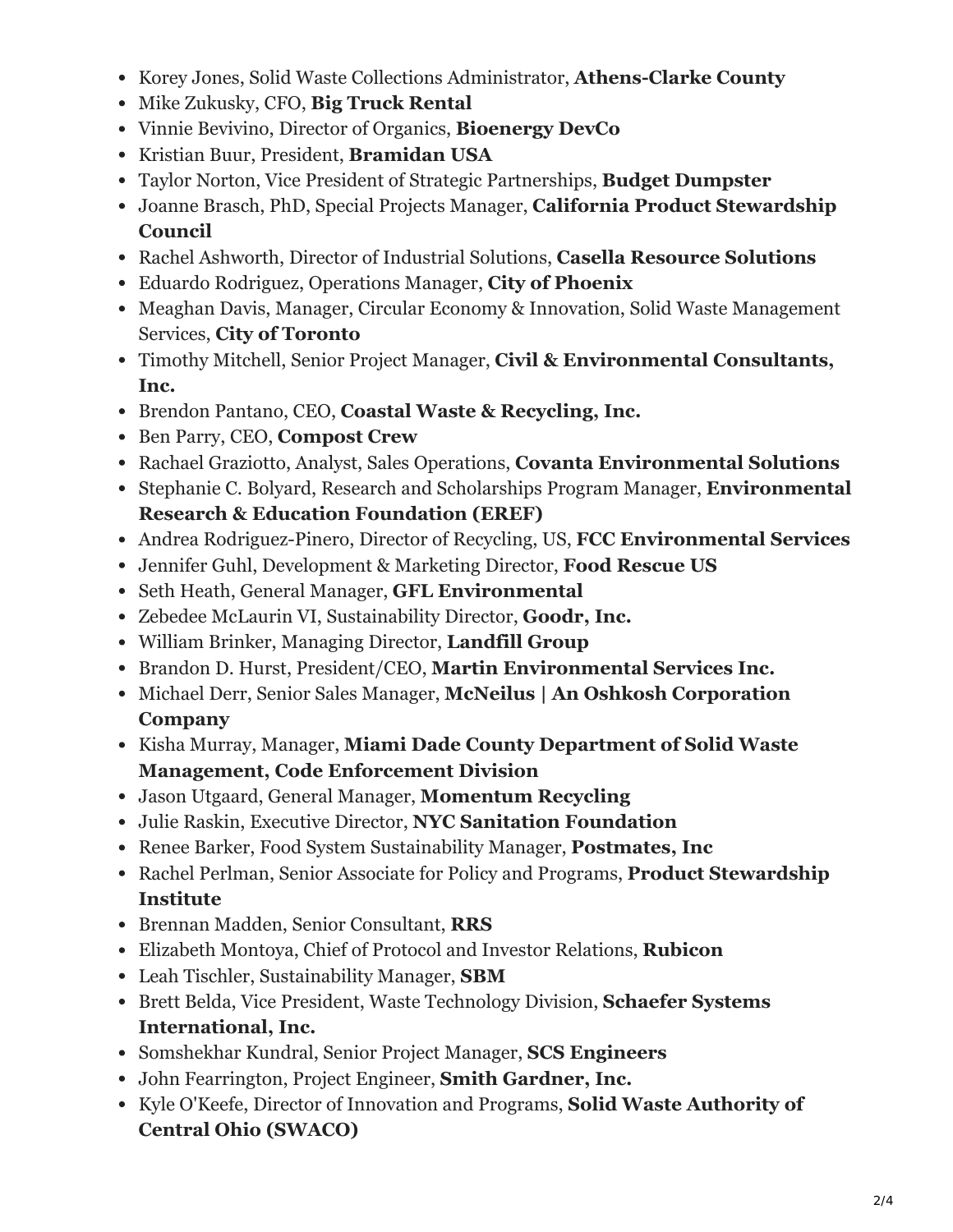- Korey Jones, Solid Waste Collections Administrator, **Athens-Clarke County**
- Mike Zukusky, CFO, **Big Truck Rental**
- Vinnie Bevivino, Director of Organics, **Bioenergy DevCo**
- Kristian Buur, President, **Bramidan USA**
- Taylor Norton, Vice President of Strategic Partnerships, **Budget Dumpster**
- Joanne Brasch, PhD, Special Projects Manager, **California Product Stewardship Council**
- Rachel Ashworth, Director of Industrial Solutions, **Casella Resource Solutions**
- Eduardo Rodriguez, Operations Manager, **City of Phoenix**
- Meaghan Davis, Manager, Circular Economy & Innovation, Solid Waste Management Services, **City of Toronto**
- Timothy Mitchell, Senior Project Manager, **Civil & Environmental Consultants, Inc.**
- Brendon Pantano, CEO, **Coastal Waste & Recycling, Inc.**
- Ben Parry, CEO, **Compost Crew**
- Rachael Graziotto, Analyst, Sales Operations, **Covanta Environmental Solutions**
- Stephanie C. Bolyard, Research and Scholarships Program Manager, **Environmental Research & Education Foundation (EREF)**
- Andrea Rodriguez-Pinero, Director of Recycling, US, **FCC Environmental Services**
- Jennifer Guhl, Development & Marketing Director, **Food Rescue US**
- Seth Heath, General Manager, **GFL Environmental**
- Zebedee McLaurin VI, Sustainability Director, **Goodr, Inc.**
- William Brinker, Managing Director, **Landfill Group**
- Brandon D. Hurst, President/CEO, **Martin Environmental Services Inc.**
- Michael Derr, Senior Sales Manager, **McNeilus | An Oshkosh Corporation Company**
- Kisha Murray, Manager, **Miami Dade County Department of Solid Waste Management, Code Enforcement Division**
- Jason Utgaard, General Manager, **Momentum Recycling**
- Julie Raskin, Executive Director, **NYC Sanitation Foundation**
- Renee Barker, Food System Sustainability Manager, **Postmates, Inc**
- Rachel Perlman, Senior Associate for Policy and Programs, **Product Stewardship Institute**
- Brennan Madden, Senior Consultant, **RRS**
- Elizabeth Montoya, Chief of Protocol and Investor Relations, **Rubicon**
- Leah Tischler, Sustainability Manager, **SBM**
- Brett Belda, Vice President, Waste Technology Division, **Schaefer Systems International, Inc.**
- Somshekhar Kundral, Senior Project Manager, **SCS Engineers**
- John Fearrington, Project Engineer, **Smith Gardner, Inc.**
- Kyle O'Keefe, Director of Innovation and Programs, **Solid Waste Authority of Central Ohio (SWACO)**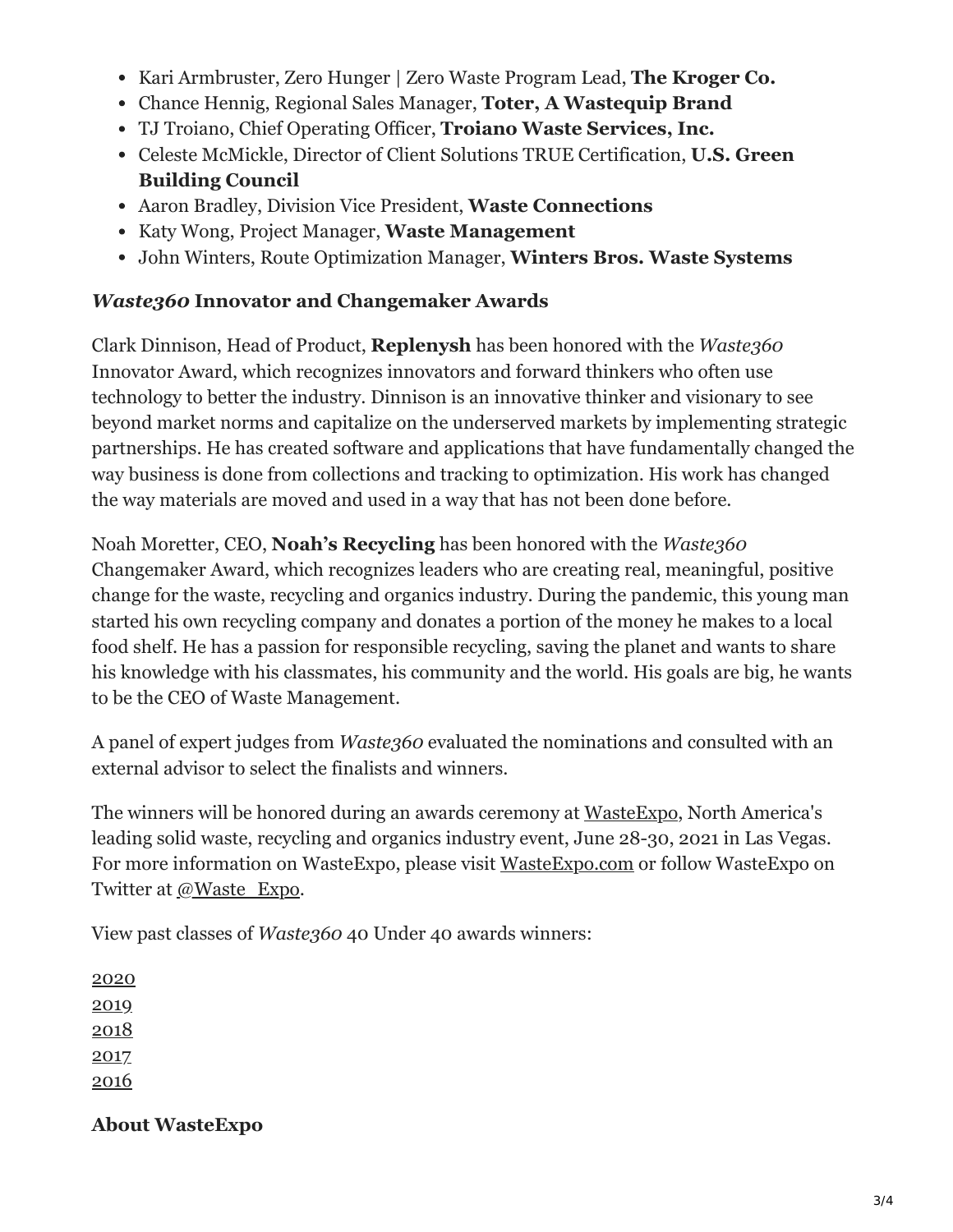- Kari Armbruster, Zero Hunger | Zero Waste Program Lead, **The Kroger Co.**
- Chance Hennig, Regional Sales Manager, **Toter, A Wastequip Brand**
- TJ Troiano, Chief Operating Officer, **Troiano Waste Services, Inc.**
- Celeste McMickle, Director of Client Solutions TRUE Certification, **U.S. Green Building Council**
- Aaron Bradley, Division Vice President, **Waste Connections**
- Katy Wong, Project Manager, **Waste Management**
- John Winters, Route Optimization Manager, **Winters Bros. Waste Systems**

### *Waste360* Innovator and Changemaker Awards

Clark Dinnison, Head of Product, **Replenysh** has been honored with the *Waste360* Innovator Award, which recognizes innovators and forward thinkers who often use technology to better the industry. Dinnison is an innovative thinker and visionary to see beyond market norms and capitalize on the underserved markets by implementing strategic partnerships. He has created software and applications that have fundamentally changed the way business is done from collections and tracking to optimization. His work has changed the way materials are moved and used in a way that has not been done before.

Noah Moretter, CEO, **Noah's Recycling** has been honored with the *Waste360* Changemaker Award, which recognizes leaders who are creating real, meaningful, positive change for the waste, recycling and organics industry. During the pandemic, this young man started his own recycling company and donates a portion of the money he makes to a local food shelf. He has a passion for responsible recycling, saving the planet and wants to share his knowledge with his classmates, his community and the world. His goals are big, he wants to be the CEO of Waste Management.

A panel of expert judges from *Waste360* evaluated the nominations and consulted with an external advisor to select the finalists and winners.

The winners will be honored during an awards ceremony at WasteExpo, North America's leading solid waste, recycling and organics industry event, June 28-30, 2021 in Las Vegas. For more information on WasteExpo, please visit WasteExpo.com or follow WasteExpo on Twitter at @Waste_Expo.

View past classes of *Waste360* 40 Under 40 awards winners:

2020
2019
2018
2017
2016

### About WasteExpo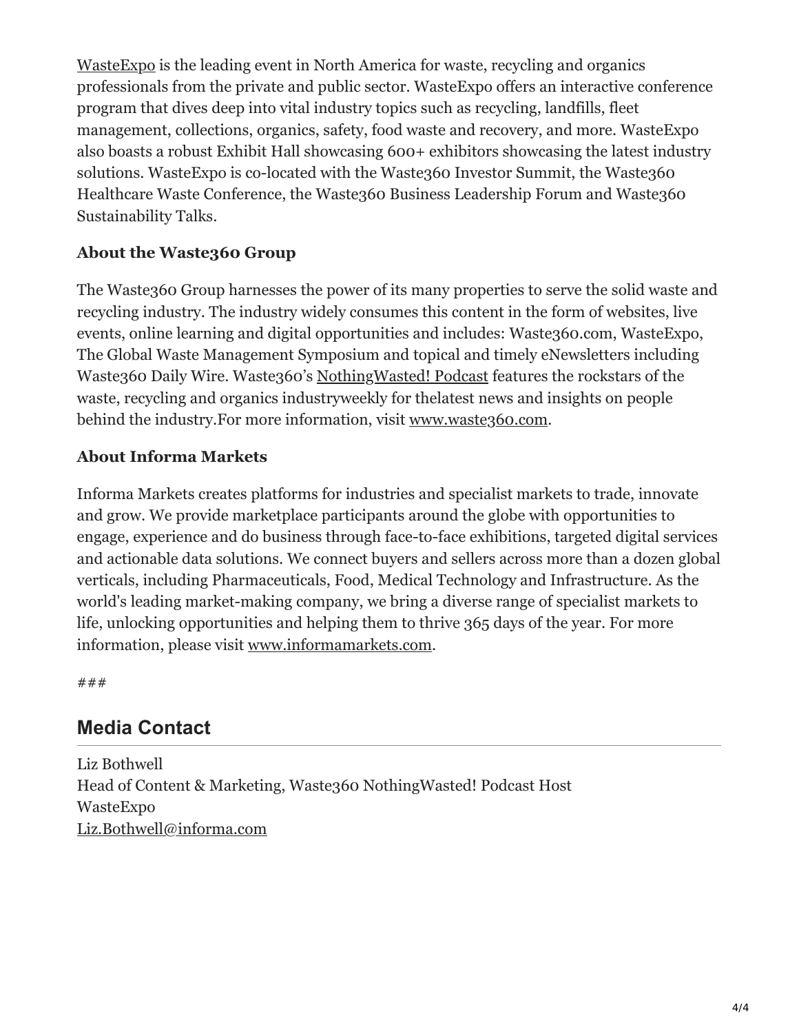WasteExpo is the leading event in North America for waste, recycling and organics professionals from the private and public sector. WasteExpo offers an interactive conference program that dives deep into vital industry topics such as recycling, landfills, fleet management, collections, organics, safety, food waste and recovery, and more. WasteExpo also boasts a robust Exhibit Hall showcasing 600+ exhibitors showcasing the latest industry solutions. WasteExpo is co-located with the Waste360 Investor Summit, the Waste360 Healthcare Waste Conference, the Waste360 Business Leadership Forum and Waste360 Sustainability Talks.

**About the Waste360 Group**

The Waste360 Group harnesses the power of its many properties to serve the solid waste and recycling industry. The industry widely consumes this content in the form of websites, live events, online learning and digital opportunities and includes: Waste360.com, WasteExpo, The Global Waste Management Symposium and topical and timely eNewsletters including Waste360 Daily Wire. Waste360's NothingWasted! Podcast features the rockstars of the waste, recycling and organics industryweekly for thelatest news and insights on people behind the industry.For more information, visit www.waste360.com.

**About Informa Markets**

Informa Markets creates platforms for industries and specialist markets to trade, innovate and grow. We provide marketplace participants around the globe with opportunities to engage, experience and do business through face-to-face exhibitions, targeted digital services and actionable data solutions. We connect buyers and sellers across more than a dozen global verticals, including Pharmaceuticals, Food, Medical Technology and Infrastructure. As the world's leading market-making company, we bring a diverse range of specialist markets to life, unlocking opportunities and helping them to thrive 365 days of the year. For more information, please visit www.informamarkets.com.

###

## Media Contact

Liz Bothwell
Head of Content & Marketing, Waste360 NothingWasted! Podcast Host
WasteExpo
Liz.Bothwell@informa.com